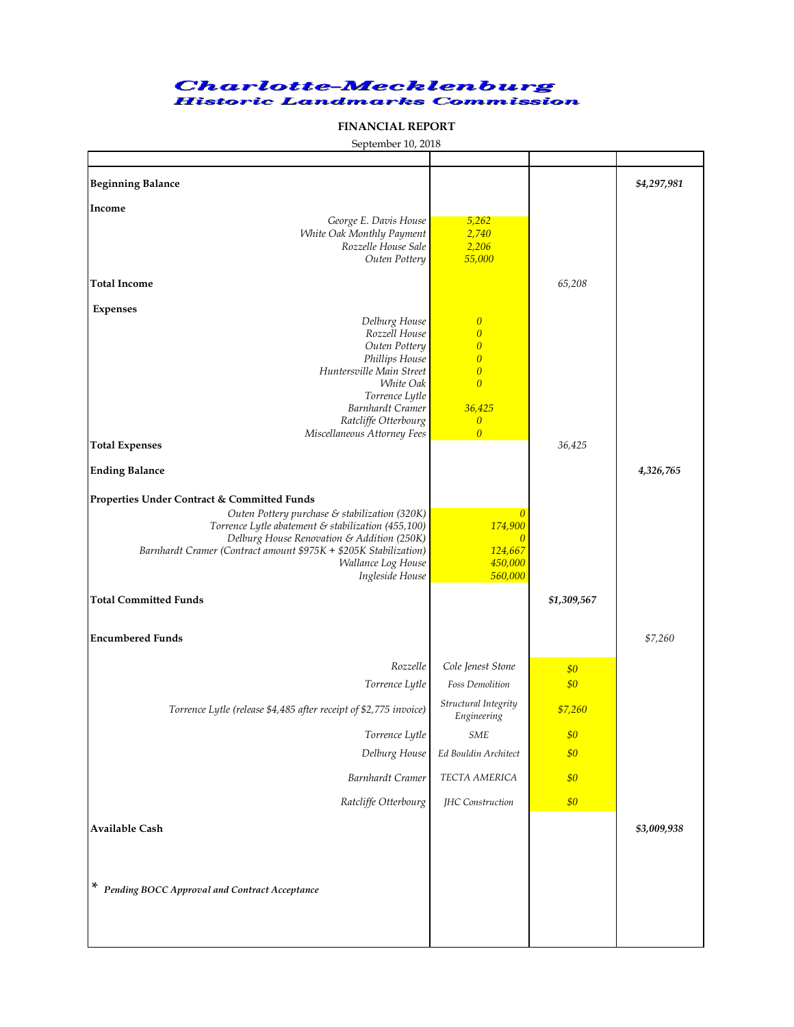# Charlotte-Mecklenburg Historic Landmarks Commission

**FINANCIAL REPORT**

September 10, 2018

| | | | |
|---|---|---|---|
| **Beginning Balance** | | | ***$4,297,981*** |
| **Income** | | | |
| *George E. Davis House* | *5,262* | | |
| *White Oak Monthly Payment* | *2,740* | | |
| *Rozzelle House Sale* | *2,206* | | |
| *Outen Pottery* | *55,000* | | |
| **Total Income** | | *65,208* | |
| **Expenses** | | | |
| *Delburg House* | *0* | | |
| *Rozzell House* | *0* | | |
| *Outen Pottery* | *0* | | |
| *Phillips House* | *0* | | |
| *Huntersville Main Street* | *0* | | |
| *White Oak* | *0* | | |
| *Torrence Lytle* | | | |
| *Barnhardt Cramer* | *36,425* | | |
| *Ratcliffe Otterbourg* | *0* | | |
| *Miscellaneous Attorney Fees* | *0* | | |
| **Total Expenses** | | *36,425* | |
| **Ending Balance** | | | ***4,326,765*** |
| **Properties Under Contract & Committed Funds** | | | |
| *Outen Pottery purchase & stabilization (320K)* | *0* | | |
| *Torrence Lytle abatement & stabilization (455,100)* | *174,900* | | |
| *Delburg House Renovation & Addition (250K)* | *0* | | |
| *Barnhardt Cramer (Contract amount $975K + $205K Stabilization)* | *124,667* | | |
| *Wallance Log House* | *450,000* | | |
| *Ingleside House* | *560,000* | | |
| **Total Committed Funds** | | ***$1,309,567*** | |
| **Encumbered Funds** | | | *$7,260* |
| *Rozzelle* | *Cole Jenest Stone* | *$0* | |
| *Torrence Lytle* | *Foss Demolition* | *$0* | |
| *Torrence Lytle (release $4,485 after receipt of $2,775 invoice)* | *Structural Integrity Engineering* | *$7,260* | |
| *Torrence Lytle* | *SME* | *$0* | |
| *Delburg House* | *Ed Bouldin Architect* | *$0* | |
| *Barnhardt Cramer* | *TECTA AMERICA* | *$0* | |
| *Ratcliffe Otterbourg* | *JHC Construction* | *$0* | |
| **Available Cash** | | | ***$3,009,938*** |

\* ***Pending BOCC Approval and Contract Acceptance***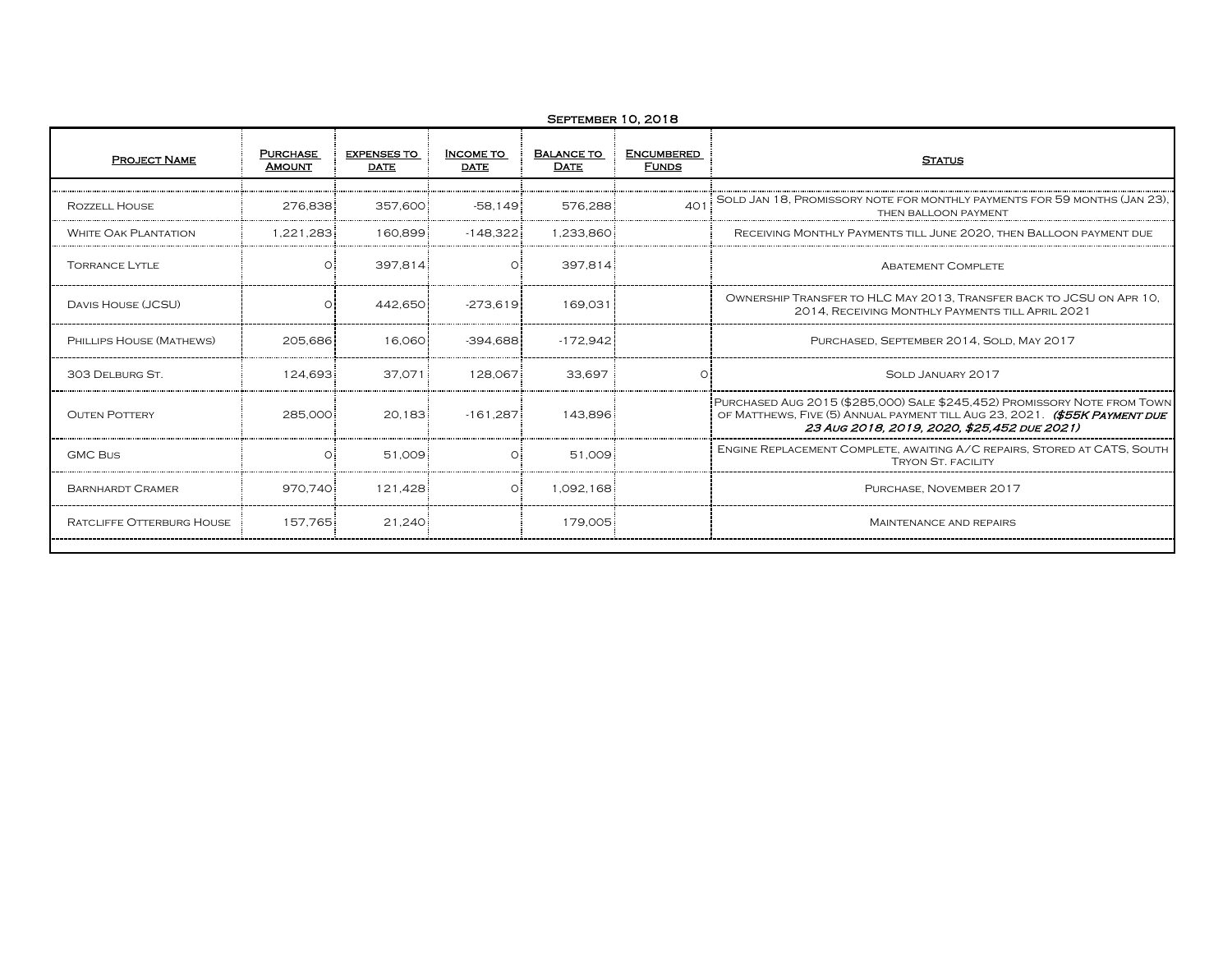September 10, 2018

| Project Name | Purchase Amount | Expenses to date | Income to date | Balance to Date | Encumbered Funds | Status |
|---|---|---|---|---|---|---|
| Rozzell House | 276,838 | 357,600 | -58,149 | 576,288 | 401 | Sold Jan 18, Promissory note for monthly payments for 59 months (Jan 23), then balloon payment |
| White Oak Plantation | 1,221,283 | 160,899 | -148,322 | 1,233,860 | | Receiving Monthly Payments till June 2020, then Balloon payment due |
| Torrance Lytle | 0 | 397,814 | 0 | 397,814 | | Abatement Complete |
| Davis House (JCSU) | 0 | 442,650 | -273,619 | 169,031 | | Ownership Transfer to HLC May 2013, Transfer back to JCSU on Apr 10, 2014, Receiving Monthly Payments till April 2021 |
| Phillips House (Mathews) | 205,686 | 16,060 | -394,688 | -172,942 | | Purchased, September 2014, Sold, May 2017 |
| 303 Delburg St. | 124,693 | 37,071 | 128,067 | 33,697 | 0 | Sold January 2017 |
| Outen Pottery | 285,000 | 20,183 | -161,287 | 143,896 | | Purchased Aug 2015 ($285,000) Sale $245,452) Promissory Note from Town of Matthews, Five (5) Annual payment till Aug 23, 2021. ***($55K Payment due 23 Aug 2018, 2019, 2020, $25,452 due 2021)*** |
| GMC Bus | 0 | 51,009 | 0 | 51,009 | | Engine Replacement Complete, awaiting A/C repairs, Stored at CATS, South Tryon St. facility |
| Barnhardt Cramer | 970,740 | 121,428 | 0 | 1,092,168 | | Purchase, November 2017 |
| Ratcliffe Otterburg House | 157,765 | 21,240 | | 179,005 | | Maintenance and repairs |